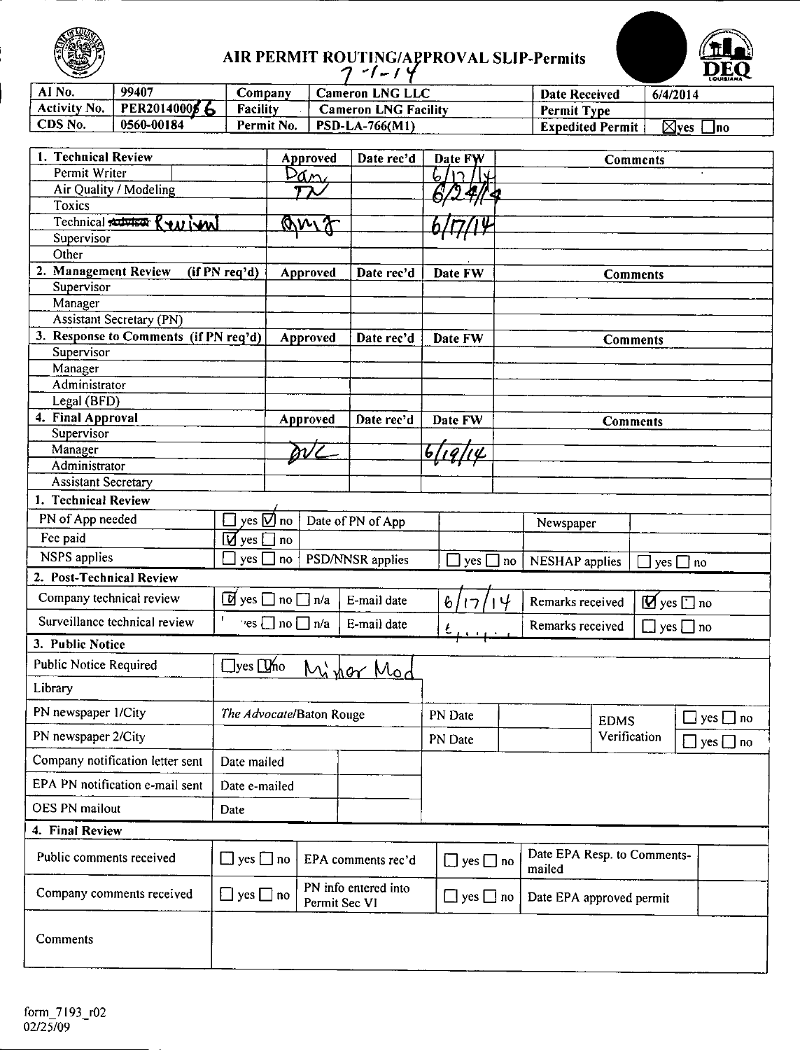# AIR PERMIT ROUTING/APPROVAL SLIP-Permits

7-1-14

| AI No. | 99407 | Company | Cameron LNG LLC | Date Received | 6/4/2014 |
|---|---|---|---|---|---|
| Activity No. | PER20140006 | Facility | Cameron LNG Facility | Permit Type | |
| CDS No. | 0560-00184 | Permit No. | PSD-LA-766(M1) | Expedited Permit | ☒yes ☐no |

| 1. Technical Review | Approved | Date rec'd | Date FW | Comments |
|---|---|---|---|---|
| Permit Writer | Dan | | 6/17/14 | |
| Air Quality / Modeling | TN | | 6/24/14 | |
| Toxics | | | | |
| Technical ~~Advisor~~ Review | AMJ | | 6/17/14 | |
| Supervisor | | | | |
| Other | | | | |
| **2. Management Review (if PN req'd)** | **Approved** | **Date rec'd** | **Date FW** | **Comments** |
| Supervisor | | | | |
| Manager | | | | |
| Assistant Secretary (PN) | | | | |
| **3. Response to Comments (if PN req'd)** | **Approved** | **Date rec'd** | **Date FW** | **Comments** |
| Supervisor | | | | |
| Manager | | | | |
| Administrator | | | | |
| Legal (BFD) | | | | |
| **4. Final Approval** | **Approved** | **Date rec'd** | **Date FW** | **Comments** |
| Supervisor | | | | |
| Manager | DVC | | 6/19/14 | |
| Administrator | | | | |
| Assistant Secretary | | | | |

**1. Technical Review**

| PN of App needed | ☐ yes ☑ no | Date of PN of App | | Newspaper | |
|---|---|---|---|---|---|
| Fee paid | ☑ yes ☐ no | | | | |
| NSPS applies | ☐ yes ☐ no | PSD/NNSR applies | ☐ yes ☐ no | NESHAP applies | ☐ yes ☐ no |

**2. Post-Technical Review**

| Company technical review | ☑ yes ☐ no ☐ n/a | E-mail date | 6/17/14 | Remarks received | ☑ yes ☐ no |
|---|---|---|---|---|---|
| Surveillance technical review | ☐ yes ☐ no ☐ n/a | E-mail date | | Remarks received | ☐ yes ☐ no |

**3. Public Notice**

| Public Notice Required | ☐yes ☑no Minor Mod | | | | |
|---|---|---|---|---|---|
| Library | | | | | |
| PN newspaper 1/City | *The Advocate*/Baton Rouge | PN Date | | EDMS Verification | ☐ yes ☐ no |
| PN newspaper 2/City | | PN Date | | | ☐ yes ☐ no |
| Company notification letter sent | Date mailed | | | | |
| EPA PN notification e-mail sent | Date e-mailed | | | | |
| OES PN mailout | Date | | | | |

**4. Final Review**

| Public comments received | ☐ yes ☐ no | EPA comments rec'd | ☐ yes ☐ no | Date EPA Resp. to Comments-mailed | |
|---|---|---|---|---|---|
| Company comments received | ☐ yes ☐ no | PN info entered into Permit Sec VI | ☐ yes ☐ no | Date EPA approved permit | |
| Comments | | | | | |

form_7193_r02
02/25/09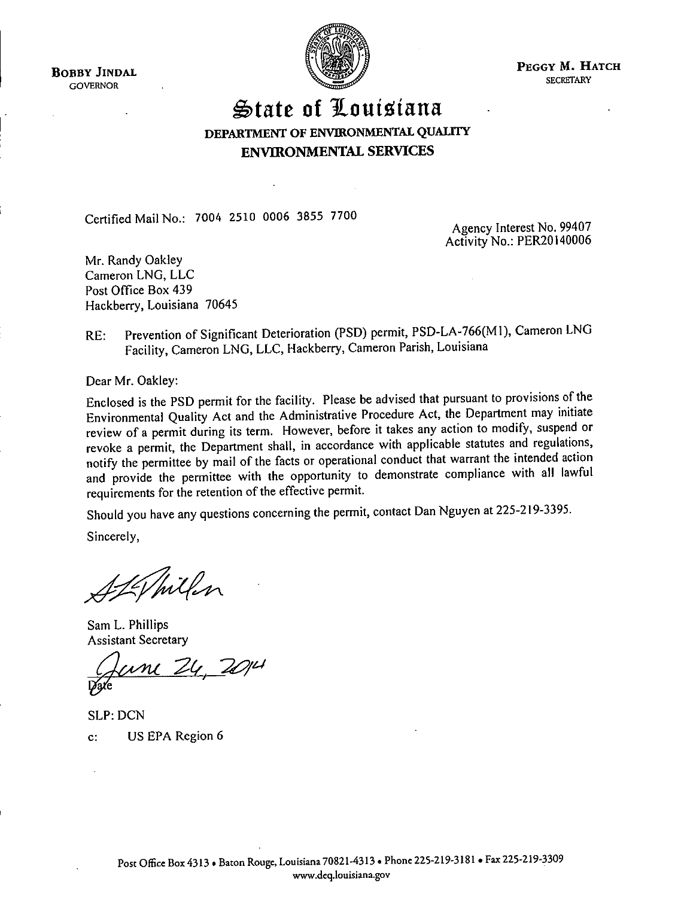**BOBBY JINDAL**
GOVERNOR

**PEGGY M. HATCH**
SECRETARY

# State of Louisiana

## DEPARTMENT OF ENVIRONMENTAL QUALITY
## ENVIRONMENTAL SERVICES

Certified Mail No.: 7004 2510 0006 3855 7700

Agency Interest No. 99407
Activity No.: PER20140006

Mr. Randy Oakley
Cameron LNG, LLC
Post Office Box 439
Hackberry, Louisiana 70645

RE: Prevention of Significant Deterioration (PSD) permit, PSD-LA-766(M1), Cameron LNG Facility, Cameron LNG, LLC, Hackberry, Cameron Parish, Louisiana

Dear Mr. Oakley:

Enclosed is the PSD permit for the facility. Please be advised that pursuant to provisions of the Environmental Quality Act and the Administrative Procedure Act, the Department may initiate review of a permit during its term. However, before it takes any action to modify, suspend or revoke a permit, the Department shall, in accordance with applicable statutes and regulations, notify the permittee by mail of the facts or operational conduct that warrant the intended action and provide the permittee with the opportunity to demonstrate compliance with all lawful requirements for the retention of the effective permit.

Should you have any questions concerning the permit, contact Dan Nguyen at 225-219-3395.

Sincerely,

Sam L. Phillips
Assistant Secretary

June 24, 2014
Date

SLP: DCN

c: US EPA Region 6

Post Office Box 4313 • Baton Rouge, Louisiana 70821-4313 • Phone 225-219-3181 • Fax 225-219-3309
www.deq.louisiana.gov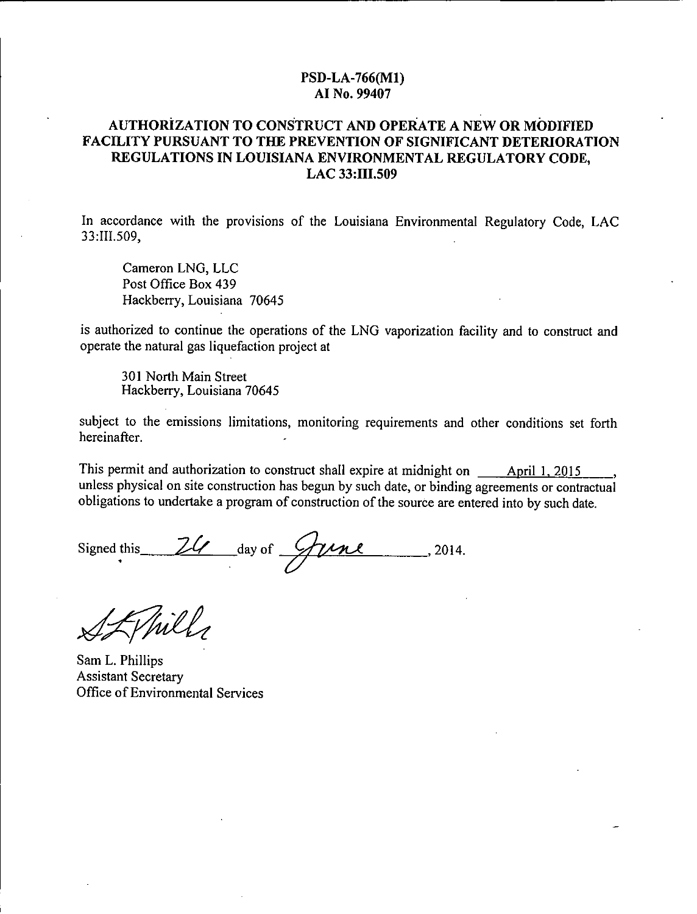**PSD-LA-766(M1)**
**AI No. 99407**

# AUTHORIZATION TO CONSTRUCT AND OPERATE A NEW OR MODIFIED FACILITY PURSUANT TO THE PREVENTION OF SIGNIFICANT DETERIORATION REGULATIONS IN LOUISIANA ENVIRONMENTAL REGULATORY CODE, LAC 33:III.509

In accordance with the provisions of the Louisiana Environmental Regulatory Code, LAC 33:III.509,

Cameron LNG, LLC
Post Office Box 439
Hackberry, Louisiana 70645

is authorized to continue the operations of the LNG vaporization facility and to construct and operate the natural gas liquefaction project at

301 North Main Street
Hackberry, Louisiana 70645

subject to the emissions limitations, monitoring requirements and other conditions set forth hereinafter.

This permit and authorization to construct shall expire at midnight on April 1, 2015, unless physical on site construction has begun by such date, or binding agreements or contractual obligations to undertake a program of construction of the source are entered into by such date.

Signed this 24 day of June, 2014.

Sam L. Phillips
Assistant Secretary
Office of Environmental Services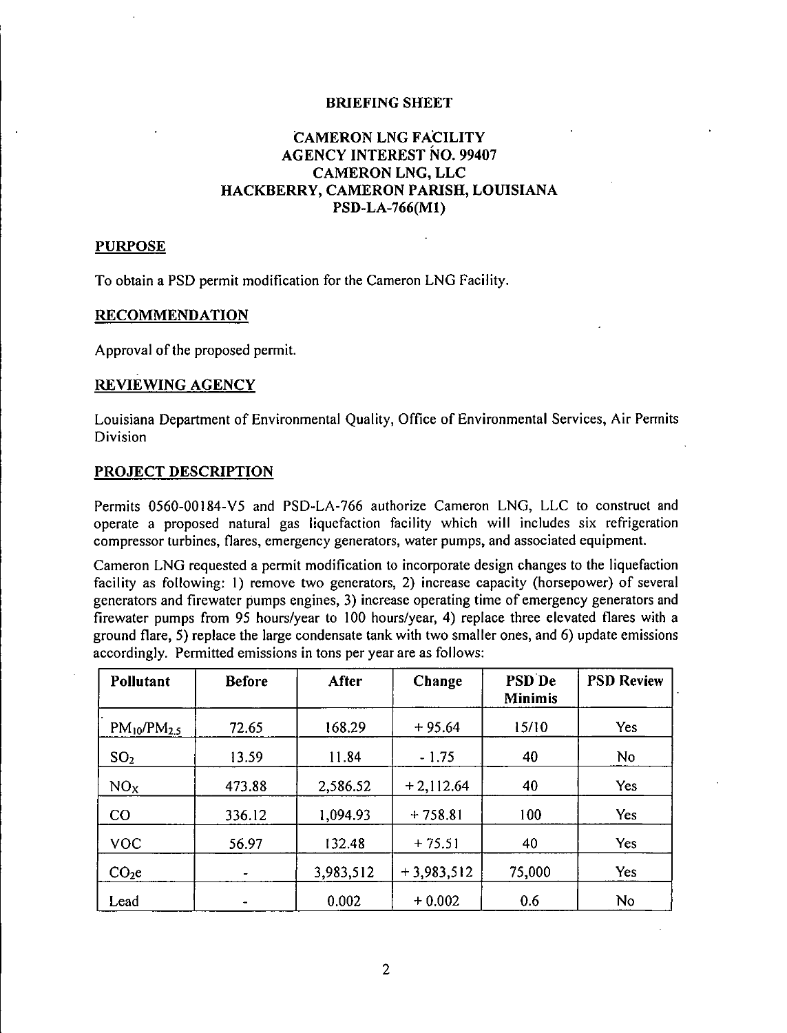# BRIEFING SHEET

## CAMERON LNG FACILITY
## AGENCY INTEREST NO. 99407
## CAMERON LNG, LLC
## HACKBERRY, CAMERON PARISH, LOUISIANA
## PSD-LA-766(M1)

### PURPOSE

To obtain a PSD permit modification for the Cameron LNG Facility.

### RECOMMENDATION

Approval of the proposed permit.

### REVIEWING AGENCY

Louisiana Department of Environmental Quality, Office of Environmental Services, Air Permits Division

### PROJECT DESCRIPTION

Permits 0560-00184-V5 and PSD-LA-766 authorize Cameron LNG, LLC to construct and operate a proposed natural gas liquefaction facility which will includes six refrigeration compressor turbines, flares, emergency generators, water pumps, and associated equipment.

Cameron LNG requested a permit modification to incorporate design changes to the liquefaction facility as following: 1) remove two generators, 2) increase capacity (horsepower) of several generators and firewater pumps engines, 3) increase operating time of emergency generators and firewater pumps from 95 hours/year to 100 hours/year, 4) replace three elevated flares with a ground flare, 5) replace the large condensate tank with two smaller ones, and 6) update emissions accordingly. Permitted emissions in tons per year are as follows:

| Pollutant | Before | After | Change | PSD De Minimis | PSD Review |
|---|---|---|---|---|---|
| $PM_{10}/PM_{2.5}$ | 72.65 | 168.29 | + 95.64 | 15/10 | Yes |
| $SO_2$ | 13.59 | 11.84 | - 1.75 | 40 | No |
| $NO_X$ | 473.88 | 2,586.52 | + 2,112.64 | 40 | Yes |
| CO | 336.12 | 1,094.93 | + 758.81 | 100 | Yes |
| VOC | 56.97 | 132.48 | + 75.51 | 40 | Yes |
| $CO_2e$ | - | 3,983,512 | + 3,983,512 | 75,000 | Yes |
| Lead | - | 0.002 | + 0.002 | 0.6 | No |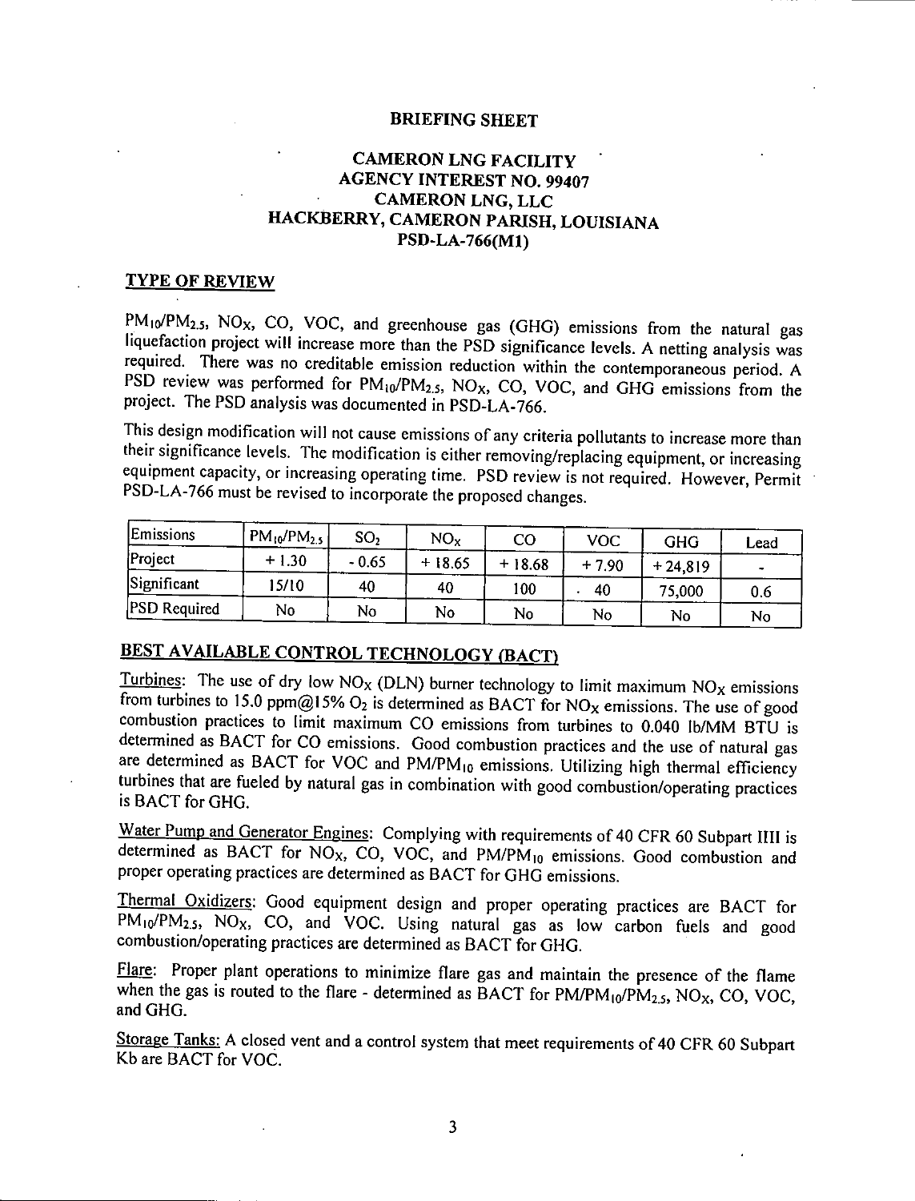# BRIEFING SHEET

## CAMERON LNG FACILITY
## AGENCY INTEREST NO. 99407
## CAMERON LNG, LLC
## HACKBERRY, CAMERON PARISH, LOUISIANA
## PSD-LA-766(M1)

### TYPE OF REVIEW

$PM_{10}/PM_{2.5}$, $NO_X$, CO, VOC, and greenhouse gas (GHG) emissions from the natural gas liquefaction project will increase more than the PSD significance levels. A netting analysis was required. There was no creditable emission reduction within the contemporaneous period. A PSD review was performed for $PM_{10}/PM_{2.5}$, $NO_X$, CO, VOC, and GHG emissions from the project. The PSD analysis was documented in PSD-LA-766.

This design modification will not cause emissions of any criteria pollutants to increase more than their significance levels. The modification is either removing/replacing equipment, or increasing equipment capacity, or increasing operating time. PSD review is not required. However, Permit PSD-LA-766 must be revised to incorporate the proposed changes.

| Emissions | $PM_{10}/PM_{2.5}$ | $SO_2$ | $NO_X$ | CO | VOC | GHG | Lead |
|---|---|---|---|---|---|---|---|
| Project | + 1.30 | - 0.65 | + 18.65 | + 18.68 | + 7.90 | + 24,819 | - |
| Significant | 15/10 | 40 | 40 | 100 | 40 | 75,000 | 0.6 |
| PSD Required | No | No | No | No | No | No | No |

### BEST AVAILABLE CONTROL TECHNOLOGY (BACT)

Turbines: The use of dry low $NO_X$ (DLN) burner technology to limit maximum $NO_X$ emissions from turbines to 15.0 ppm@15% $O_2$ is determined as BACT for $NO_X$ emissions. The use of good combustion practices to limit maximum CO emissions from turbines to 0.040 lb/MM BTU is determined as BACT for CO emissions. Good combustion practices and the use of natural gas are determined as BACT for VOC and $PM/PM_{10}$ emissions. Utilizing high thermal efficiency turbines that are fueled by natural gas in combination with good combustion/operating practices is BACT for GHG.

Water Pump and Generator Engines: Complying with requirements of 40 CFR 60 Subpart IIII is determined as BACT for $NO_X$, CO, VOC, and $PM/PM_{10}$ emissions. Good combustion and proper operating practices are determined as BACT for GHG emissions.

Thermal Oxidizers: Good equipment design and proper operating practices are BACT for $PM_{10}/PM_{2.5}$, $NO_X$, CO, and VOC. Using natural gas as low carbon fuels and good combustion/operating practices are determined as BACT for GHG.

Flare: Proper plant operations to minimize flare gas and maintain the presence of the flame when the gas is routed to the flare - determined as BACT for $PM/PM_{10}/PM_{2.5}$, $NO_X$, CO, VOC, and GHG.

Storage Tanks: A closed vent and a control system that meet requirements of 40 CFR 60 Subpart Kb are BACT for VOC.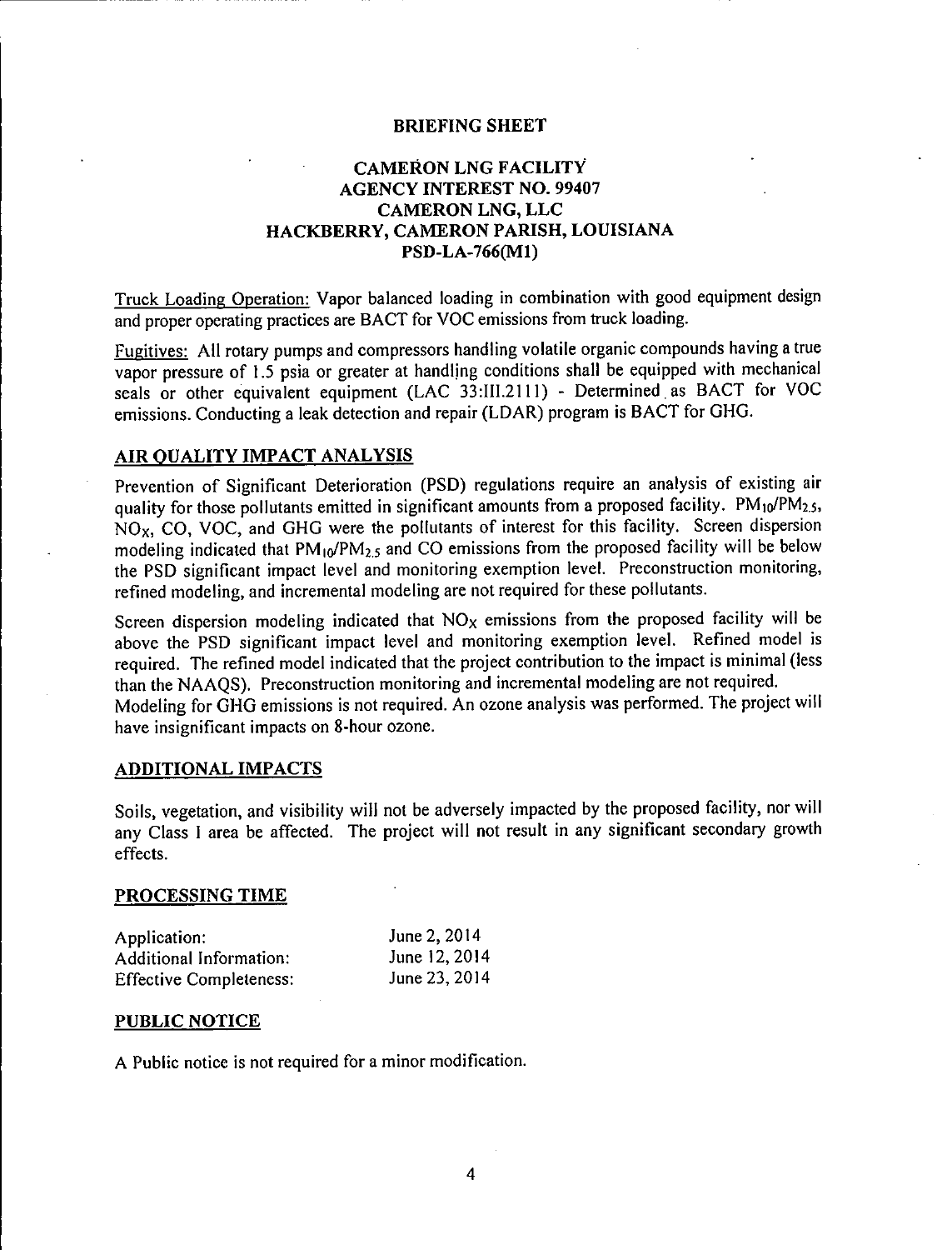**BRIEFING SHEET**

**CAMERON LNG FACILITY**
**AGENCY INTEREST NO. 99407**
**CAMERON LNG, LLC**
**HACKBERRY, CAMERON PARISH, LOUISIANA**
**PSD-LA-766(M1)**

Truck Loading Operation: Vapor balanced loading in combination with good equipment design and proper operating practices are BACT for VOC emissions from truck loading.

Fugitives: All rotary pumps and compressors handling volatile organic compounds having a true vapor pressure of 1.5 psia or greater at handling conditions shall be equipped with mechanical seals or other equivalent equipment (LAC 33:III.2111) - Determined as BACT for VOC emissions. Conducting a leak detection and repair (LDAR) program is BACT for GHG.

## AIR QUALITY IMPACT ANALYSIS

Prevention of Significant Deterioration (PSD) regulations require an analysis of existing air quality for those pollutants emitted in significant amounts from a proposed facility. $PM_{10}/PM_{2.5}$, $NO_X$, CO, VOC, and GHG were the pollutants of interest for this facility. Screen dispersion modeling indicated that $PM_{10}/PM_{2.5}$ and CO emissions from the proposed facility will be below the PSD significant impact level and monitoring exemption level. Preconstruction monitoring, refined modeling, and incremental modeling are not required for these pollutants.

Screen dispersion modeling indicated that $NO_X$ emissions from the proposed facility will be above the PSD significant impact level and monitoring exemption level. Refined model is required. The refined model indicated that the project contribution to the impact is minimal (less than the NAAQS). Preconstruction monitoring and incremental modeling are not required. Modeling for GHG emissions is not required. An ozone analysis was performed. The project will have insignificant impacts on 8-hour ozone.

## ADDITIONAL IMPACTS

Soils, vegetation, and visibility will not be adversely impacted by the proposed facility, nor will any Class I area be affected. The project will not result in any significant secondary growth effects.

## PROCESSING TIME

| | |
|---|---|
| Application: | June 2, 2014 |
| Additional Information: | June 12, 2014 |
| Effective Completeness: | June 23, 2014 |

## PUBLIC NOTICE

A Public notice is not required for a minor modification.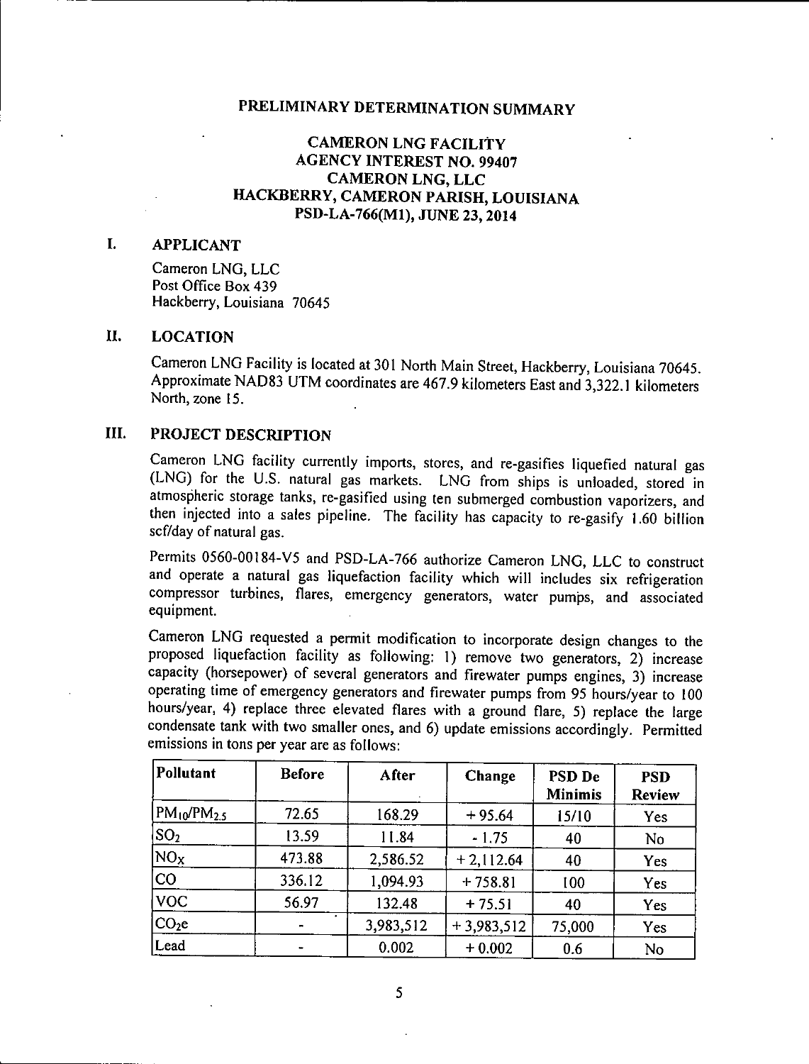# PRELIMINARY DETERMINATION SUMMARY

## CAMERON LNG FACILITY
## AGENCY INTEREST NO. 99407
## CAMERON LNG, LLC
## HACKBERRY, CAMERON PARISH, LOUISIANA
## PSD-LA-766(M1), JUNE 23, 2014

## I. APPLICANT

Cameron LNG, LLC
Post Office Box 439
Hackberry, Louisiana 70645

## II. LOCATION

Cameron LNG Facility is located at 301 North Main Street, Hackberry, Louisiana 70645. Approximate NAD83 UTM coordinates are 467.9 kilometers East and 3,322.1 kilometers North, zone 15.

## III. PROJECT DESCRIPTION

Cameron LNG facility currently imports, stores, and re-gasifies liquefied natural gas (LNG) for the U.S. natural gas markets. LNG from ships is unloaded, stored in atmospheric storage tanks, re-gasified using ten submerged combustion vaporizers, and then injected into a sales pipeline. The facility has capacity to re-gasify 1.60 billion scf/day of natural gas.

Permits 0560-00184-V5 and PSD-LA-766 authorize Cameron LNG, LLC to construct and operate a natural gas liquefaction facility which will includes six refrigeration compressor turbines, flares, emergency generators, water pumps, and associated equipment.

Cameron LNG requested a permit modification to incorporate design changes to the proposed liquefaction facility as following: 1) remove two generators, 2) increase capacity (horsepower) of several generators and firewater pumps engines, 3) increase operating time of emergency generators and firewater pumps from 95 hours/year to 100 hours/year, 4) replace three elevated flares with a ground flare, 5) replace the large condensate tank with two smaller ones, and 6) update emissions accordingly. Permitted emissions in tons per year are as follows:

| Pollutant | Before | After | Change | PSD De Minimis | PSD Review |
|---|---|---|---|---|---|
| $PM_{10}/PM_{2.5}$ | 72.65 | 168.29 | + 95.64 | 15/10 | Yes |
| $SO_2$ | 13.59 | 11.84 | - 1.75 | 40 | No |
| $NO_X$ | 473.88 | 2,586.52 | + 2,112.64 | 40 | Yes |
| CO | 336.12 | 1,094.93 | + 758.81 | 100 | Yes |
| VOC | 56.97 | 132.48 | + 75.51 | 40 | Yes |
| $CO_2e$ | - | 3,983,512 | + 3,983,512 | 75,000 | Yes |
| Lead | - | 0.002 | + 0.002 | 0.6 | No |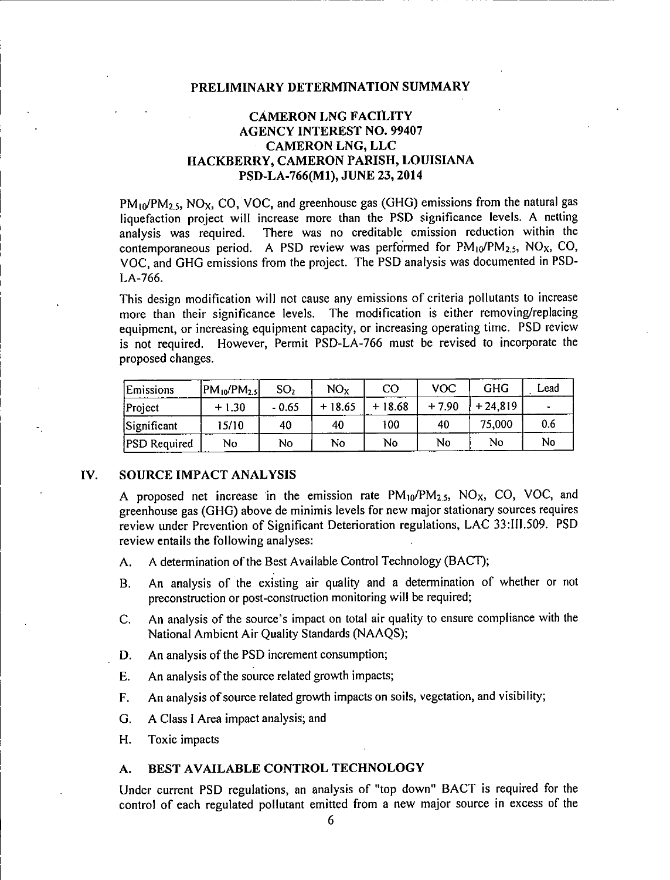## PRELIMINARY DETERMINATION SUMMARY

### CAMERON LNG FACILITY
### AGENCY INTEREST NO. 99407
### CAMERON LNG, LLC
### HACKBERRY, CAMERON PARISH, LOUISIANA
### PSD-LA-766(M1), JUNE 23, 2014

$PM_{10}/PM_{2.5}$, $NO_X$, CO, VOC, and greenhouse gas (GHG) emissions from the natural gas liquefaction project will increase more than the PSD significance levels. A netting analysis was required. There was no creditable emission reduction within the contemporaneous period. A PSD review was performed for $PM_{10}/PM_{2.5}$, $NO_X$, CO, VOC, and GHG emissions from the project. The PSD analysis was documented in PSD-LA-766.

This design modification will not cause any emissions of criteria pollutants to increase more than their significance levels. The modification is either removing/replacing equipment, or increasing equipment capacity, or increasing operating time. PSD review is not required. However, Permit PSD-LA-766 must be revised to incorporate the proposed changes.

| Emissions | $PM_{10}/PM_{2.5}$ | $SO_2$ | $NO_X$ | CO | VOC | GHG | Lead |
|---|---|---|---|---|---|---|---|
| Project | + 1.30 | - 0.65 | + 18.65 | + 18.68 | + 7.90 | + 24,819 | - |
| Significant | 15/10 | 40 | 40 | 100 | 40 | 75,000 | 0.6 |
| PSD Required | No | No | No | No | No | No | No |

## IV. SOURCE IMPACT ANALYSIS

A proposed net increase in the emission rate $PM_{10}/PM_{2.5}$, $NO_X$, CO, VOC, and greenhouse gas (GHG) above de minimis levels for new major stationary sources requires review under Prevention of Significant Deterioration regulations, LAC 33:III.509. PSD review entails the following analyses:

A. A determination of the Best Available Control Technology (BACT);

B. An analysis of the existing air quality and a determination of whether or not preconstruction or post-construction monitoring will be required;

C. An analysis of the source's impact on total air quality to ensure compliance with the National Ambient Air Quality Standards (NAAQS);

D. An analysis of the PSD increment consumption;

E. An analysis of the source related growth impacts;

F. An analysis of source related growth impacts on soils, vegetation, and visibility;

G. A Class I Area impact analysis; and

H. Toxic impacts

### A. BEST AVAILABLE CONTROL TECHNOLOGY

Under current PSD regulations, an analysis of "top down" BACT is required for the control of each regulated pollutant emitted from a new major source in excess of the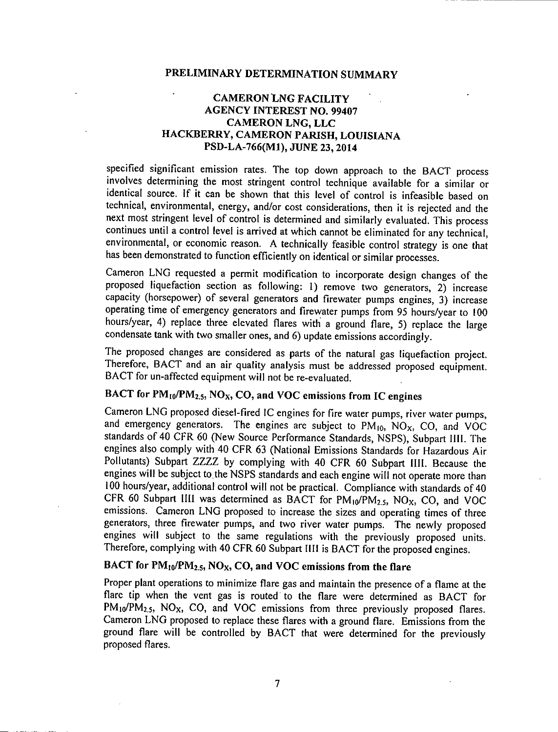PRELIMINARY DETERMINATION SUMMARY

CAMERON LNG FACILITY
AGENCY INTEREST NO. 99407
CAMERON LNG, LLC
HACKBERRY, CAMERON PARISH, LOUISIANA
PSD-LA-766(M1), JUNE 23, 2014

specified significant emission rates. The top down approach to the BACT process involves determining the most stringent control technique available for a similar or identical source. If it can be shown that this level of control is infeasible based on technical, environmental, energy, and/or cost considerations, then it is rejected and the next most stringent level of control is determined and similarly evaluated. This process continues until a control level is arrived at which cannot be eliminated for any technical, environmental, or economic reason. A technically feasible control strategy is one that has been demonstrated to function efficiently on identical or similar processes.

Cameron LNG requested a permit modification to incorporate design changes of the proposed liquefaction section as following: 1) remove two generators, 2) increase capacity (horsepower) of several generators and firewater pumps engines, 3) increase operating time of emergency generators and firewater pumps from 95 hours/year to 100 hours/year, 4) replace three elevated flares with a ground flare, 5) replace the large condensate tank with two smaller ones, and 6) update emissions accordingly.

The proposed changes are considered as parts of the natural gas liquefaction project. Therefore, BACT and an air quality analysis must be addressed proposed equipment. BACT for un-affected equipment will not be re-evaluated.

**BACT for $PM_{10}/PM_{2.5}$, $NO_X$, CO, and VOC emissions from IC engines**

Cameron LNG proposed diesel-fired IC engines for fire water pumps, river water pumps, and emergency generators. The engines are subject to $PM_{10}$, $NO_X$, CO, and VOC standards of 40 CFR 60 (New Source Performance Standards, NSPS), Subpart IIII. The engines also comply with 40 CFR 63 (National Emissions Standards for Hazardous Air Pollutants) Subpart ZZZZ by complying with 40 CFR 60 Subpart IIII. Because the engines will be subject to the NSPS standards and each engine will not operate more than 100 hours/year, additional control will not be practical. Compliance with standards of 40 CFR 60 Subpart IIII was determined as BACT for $PM_{10}/PM_{2.5}$, $NO_X$, CO, and VOC emissions. Cameron LNG proposed to increase the sizes and operating times of three generators, three firewater pumps, and two river water pumps. The newly proposed engines will subject to the same regulations with the previously proposed units. Therefore, complying with 40 CFR 60 Subpart IIII is BACT for the proposed engines.

**BACT for $PM_{10}/PM_{2.5}$, $NO_X$, CO, and VOC emissions from the flare**

Proper plant operations to minimize flare gas and maintain the presence of a flame at the flare tip when the vent gas is routed to the flare were determined as BACT for $PM_{10}/PM_{2.5}$, $NO_X$, CO, and VOC emissions from three previously proposed flares. Cameron LNG proposed to replace these flares with a ground flare. Emissions from the ground flare will be controlled by BACT that were determined for the previously proposed flares.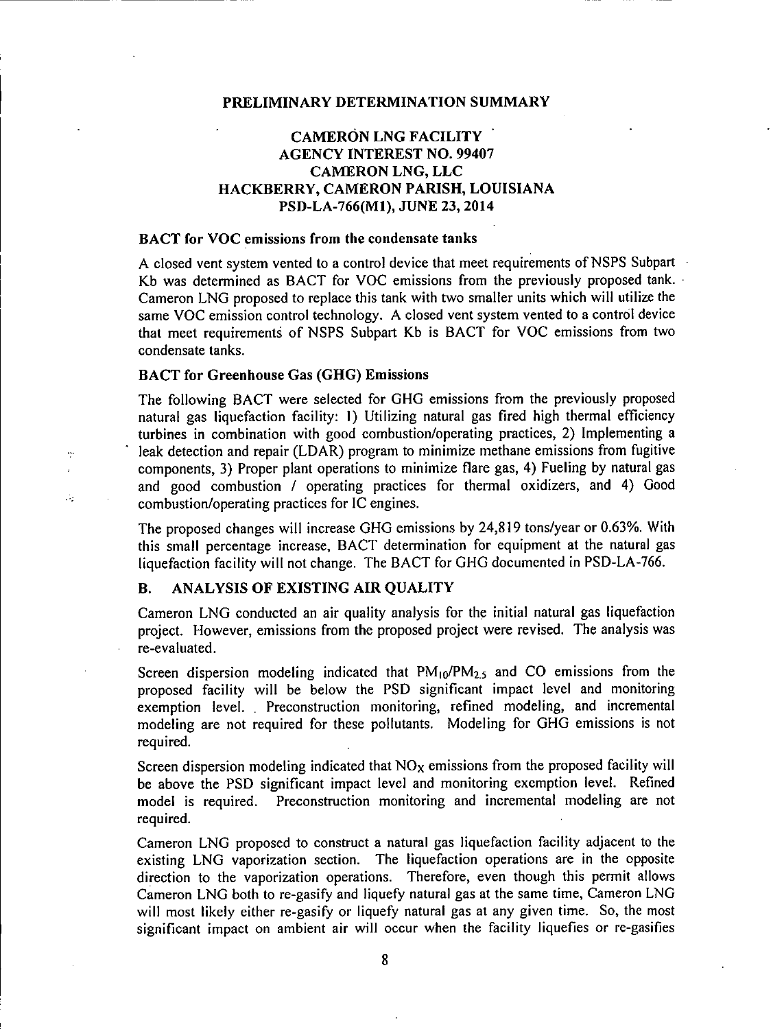**PRELIMINARY DETERMINATION SUMMARY**

**CAMERON LNG FACILITY**
**AGENCY INTEREST NO. 99407**
**CAMERON LNG, LLC**
**HACKBERRY, CAMERON PARISH, LOUISIANA**
**PSD-LA-766(M1), JUNE 23, 2014**

**BACT for VOC emissions from the condensate tanks**

A closed vent system vented to a control device that meet requirements of NSPS Subpart Kb was determined as BACT for VOC emissions from the previously proposed tank. Cameron LNG proposed to replace this tank with two smaller units which will utilize the same VOC emission control technology. A closed vent system vented to a control device that meet requirements of NSPS Subpart Kb is BACT for VOC emissions from two condensate tanks.

**BACT for Greenhouse Gas (GHG) Emissions**

The following BACT were selected for GHG emissions from the previously proposed natural gas liquefaction facility: 1) Utilizing natural gas fired high thermal efficiency turbines in combination with good combustion/operating practices, 2) Implementing a leak detection and repair (LDAR) program to minimize methane emissions from fugitive components, 3) Proper plant operations to minimize flare gas, 4) Fueling by natural gas and good combustion / operating practices for thermal oxidizers, and 4) Good combustion/operating practices for IC engines.

The proposed changes will increase GHG emissions by 24,819 tons/year or 0.63%. With this small percentage increase, BACT determination for equipment at the natural gas liquefaction facility will not change. The BACT for GHG documented in PSD-LA-766.

## B. ANALYSIS OF EXISTING AIR QUALITY

Cameron LNG conducted an air quality analysis for the initial natural gas liquefaction project. However, emissions from the proposed project were revised. The analysis was re-evaluated.

Screen dispersion modeling indicated that $PM_{10}/PM_{2.5}$ and CO emissions from the proposed facility will be below the PSD significant impact level and monitoring exemption level. Preconstruction monitoring, refined modeling, and incremental modeling are not required for these pollutants. Modeling for GHG emissions is not required.

Screen dispersion modeling indicated that $NO_X$ emissions from the proposed facility will be above the PSD significant impact level and monitoring exemption level. Refined model is required. Preconstruction monitoring and incremental modeling are not required.

Cameron LNG proposed to construct a natural gas liquefaction facility adjacent to the existing LNG vaporization section. The liquefaction operations are in the opposite direction to the vaporization operations. Therefore, even though this permit allows Cameron LNG both to re-gasify and liquefy natural gas at the same time, Cameron LNG will most likely either re-gasify or liquefy natural gas at any given time. So, the most significant impact on ambient air will occur when the facility liquefies or re-gasifies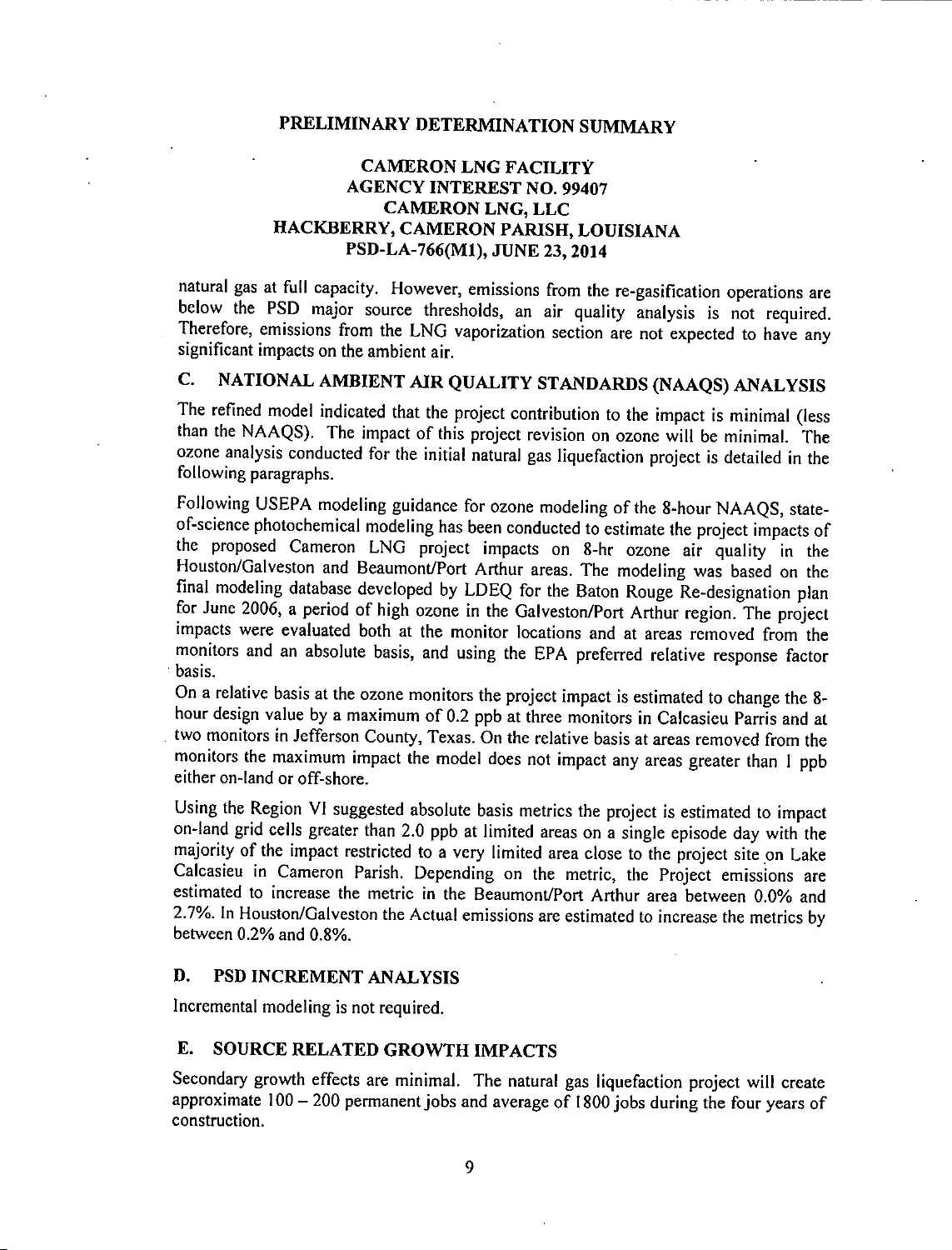natural gas at full capacity. However, emissions from the re-gasification operations are below the PSD major source thresholds, an air quality analysis is not required. Therefore, emissions from the LNG vaporization section are not expected to have any significant impacts on the ambient air.

## C. NATIONAL AMBIENT AIR QUALITY STANDARDS (NAAQS) ANALYSIS

The refined model indicated that the project contribution to the impact is minimal (less than the NAAQS). The impact of this project revision on ozone will be minimal. The ozone analysis conducted for the initial natural gas liquefaction project is detailed in the following paragraphs.

Following USEPA modeling guidance for ozone modeling of the 8-hour NAAQS, state-of-science photochemical modeling has been conducted to estimate the project impacts of the proposed Cameron LNG project impacts on 8-hr ozone air quality in the Houston/Galveston and Beaumont/Port Arthur areas. The modeling was based on the final modeling database developed by LDEQ for the Baton Rouge Re-designation plan for June 2006, a period of high ozone in the Galveston/Port Arthur region. The project impacts were evaluated both at the monitor locations and at areas removed from the monitors and an absolute basis, and using the EPA preferred relative response factor basis.

On a relative basis at the ozone monitors the project impact is estimated to change the 8-hour design value by a maximum of 0.2 ppb at three monitors in Calcasieu Parris and at two monitors in Jefferson County, Texas. On the relative basis at areas removed from the monitors the maximum impact the model does not impact any areas greater than 1 ppb either on-land or off-shore.

Using the Region VI suggested absolute basis metrics the project is estimated to impact on-land grid cells greater than 2.0 ppb at limited areas on a single episode day with the majority of the impact restricted to a very limited area close to the project site on Lake Calcasieu in Cameron Parish. Depending on the metric, the Project emissions are estimated to increase the metric in the Beaumont/Port Arthur area between 0.0% and 2.7%. In Houston/Galveston the Actual emissions are estimated to increase the metrics by between 0.2% and 0.8%.

## D. PSD INCREMENT ANALYSIS

Incremental modeling is not required.

## E. SOURCE RELATED GROWTH IMPACTS

Secondary growth effects are minimal. The natural gas liquefaction project will create approximate 100 – 200 permanent jobs and average of 1800 jobs during the four years of construction.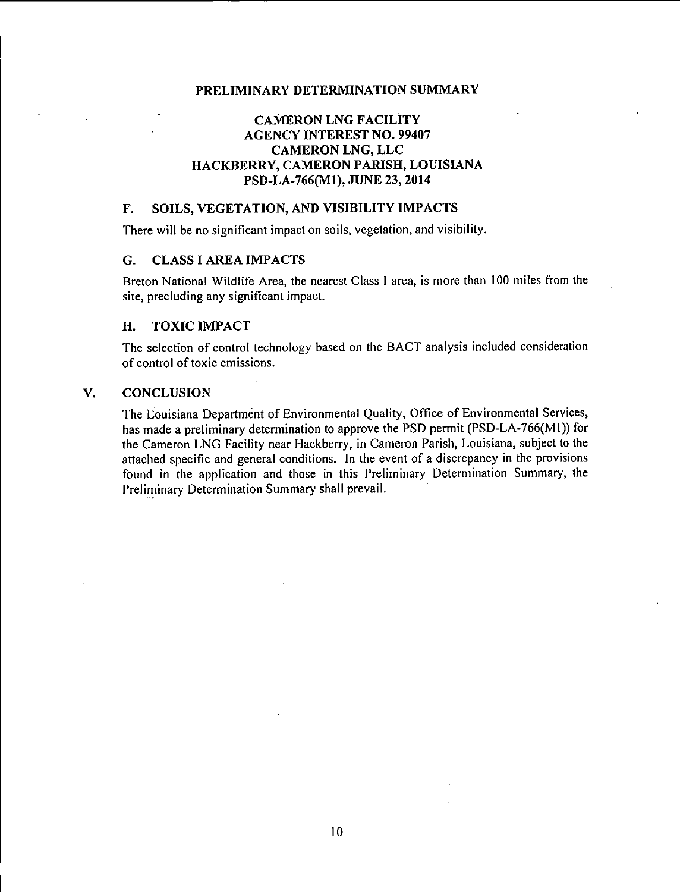# PRELIMINARY DETERMINATION SUMMARY

## CAMERON LNG FACILITY
## AGENCY INTEREST NO. 99407
## CAMERON LNG, LLC
## HACKBERRY, CAMERON PARISH, LOUISIANA
## PSD-LA-766(M1), JUNE 23, 2014

### F. SOILS, VEGETATION, AND VISIBILITY IMPACTS

There will be no significant impact on soils, vegetation, and visibility.

### G. CLASS I AREA IMPACTS

Breton National Wildlife Area, the nearest Class I area, is more than 100 miles from the site, precluding any significant impact.

### H. TOXIC IMPACT

The selection of control technology based on the BACT analysis included consideration of control of toxic emissions.

## V. CONCLUSION

The Louisiana Department of Environmental Quality, Office of Environmental Services, has made a preliminary determination to approve the PSD permit (PSD-LA-766(M1)) for the Cameron LNG Facility near Hackberry, in Cameron Parish, Louisiana, subject to the attached specific and general conditions. In the event of a discrepancy in the provisions found in the application and those in this Preliminary Determination Summary, the Preliminary Determination Summary shall prevail.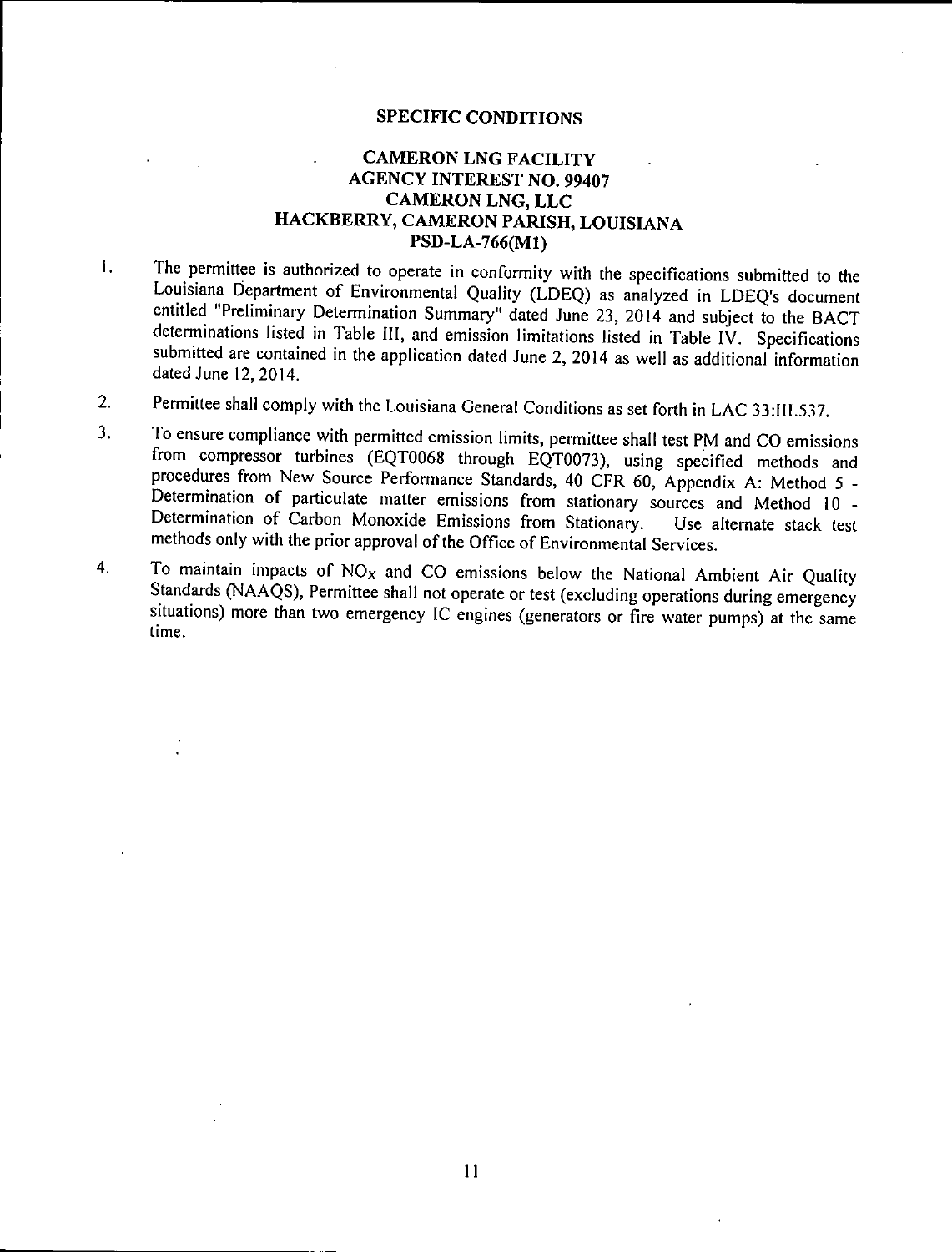## SPECIFIC CONDITIONS

### CAMERON LNG FACILITY
### AGENCY INTEREST NO. 99407
### CAMERON LNG, LLC
### HACKBERRY, CAMERON PARISH, LOUISIANA
### PSD-LA-766(M1)

1. The permittee is authorized to operate in conformity with the specifications submitted to the Louisiana Department of Environmental Quality (LDEQ) as analyzed in LDEQ's document entitled "Preliminary Determination Summary" dated June 23, 2014 and subject to the BACT determinations listed in Table III, and emission limitations listed in Table IV. Specifications submitted are contained in the application dated June 2, 2014 as well as additional information dated June 12, 2014.

2. Permittee shall comply with the Louisiana General Conditions as set forth in LAC 33:III.537.

3. To ensure compliance with permitted emission limits, permittee shall test PM and CO emissions from compressor turbines (EQT0068 through EQT0073), using specified methods and procedures from New Source Performance Standards, 40 CFR 60, Appendix A: Method 5 - Determination of particulate matter emissions from stationary sources and Method 10 - Determination of Carbon Monoxide Emissions from Stationary. Use alternate stack test methods only with the prior approval of the Office of Environmental Services.

4. To maintain impacts of $NO_X$ and CO emissions below the National Ambient Air Quality Standards (NAAQS), Permittee shall not operate or test (excluding operations during emergency situations) more than two emergency IC engines (generators or fire water pumps) at the same time.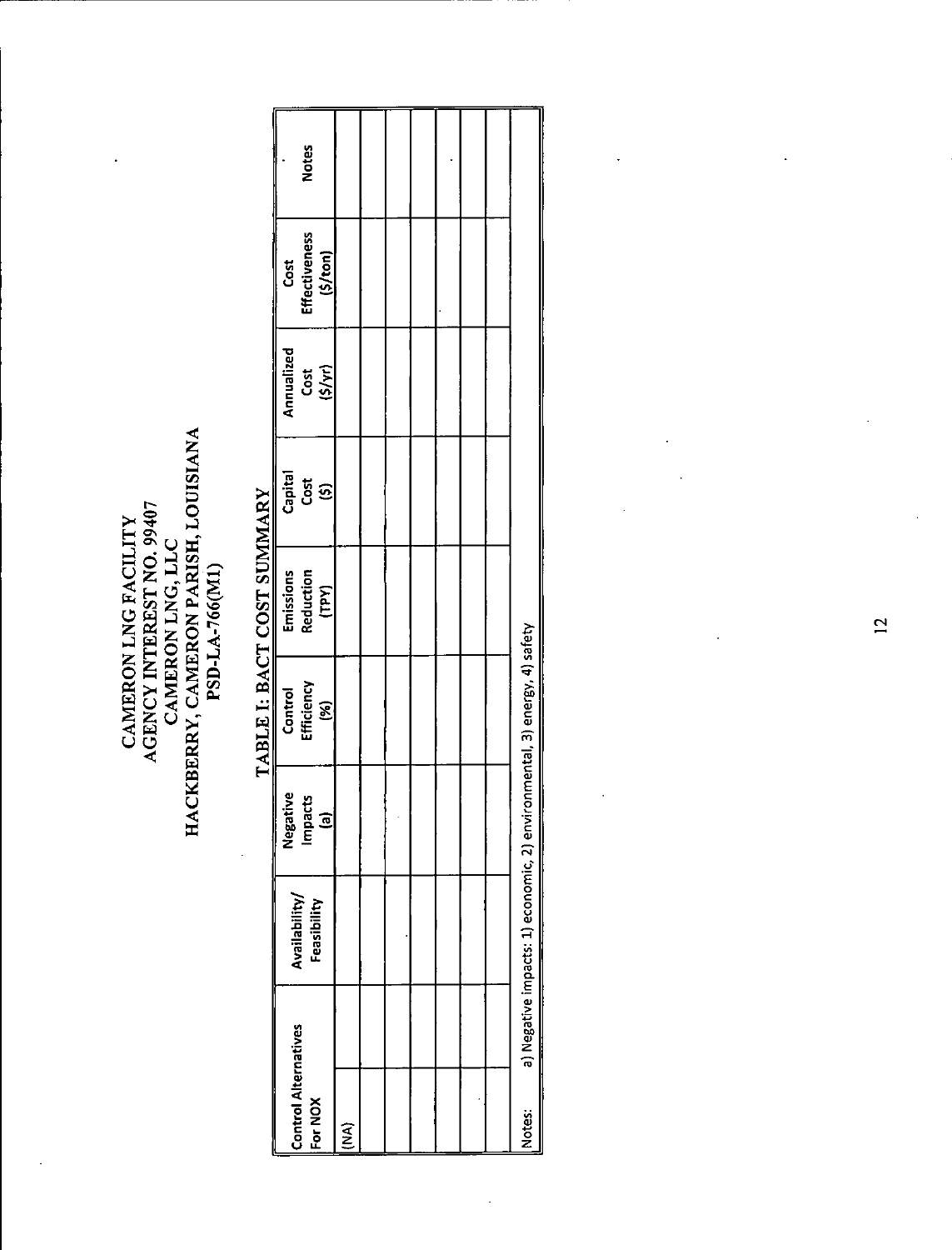CAMERON LNG FACILITY
AGENCY INTEREST NO. 99407
CAMERON LNG, LLC
HACKBERRY, CAMERON PARISH, LOUISIANA
PSD-LA-766(M1)

## TABLE I: BACT COST SUMMARY

| Control Alternatives For NOX | Availability/ Feasibility | Negative Impacts (a) | Control Efficiency (%) | Emissions Reduction (TPY) | Capital Cost ($) | Annualized Cost ($/yr) | Cost Effectiveness ($/ton) | Notes |
|---|---|---|---|---|---|---|---|---|
| (NA) | | | | | | | | |
| | | | | | | | | |
| | | | | | | | | |
| | | | | | | | | |
| | | | | | | | | |
| | | | | | | | | |
| | | | | | | | | |
| Notes: | a) Negative impacts: 1) economic, 2) environmental, 3) energy, 4) safety | | | | | | | |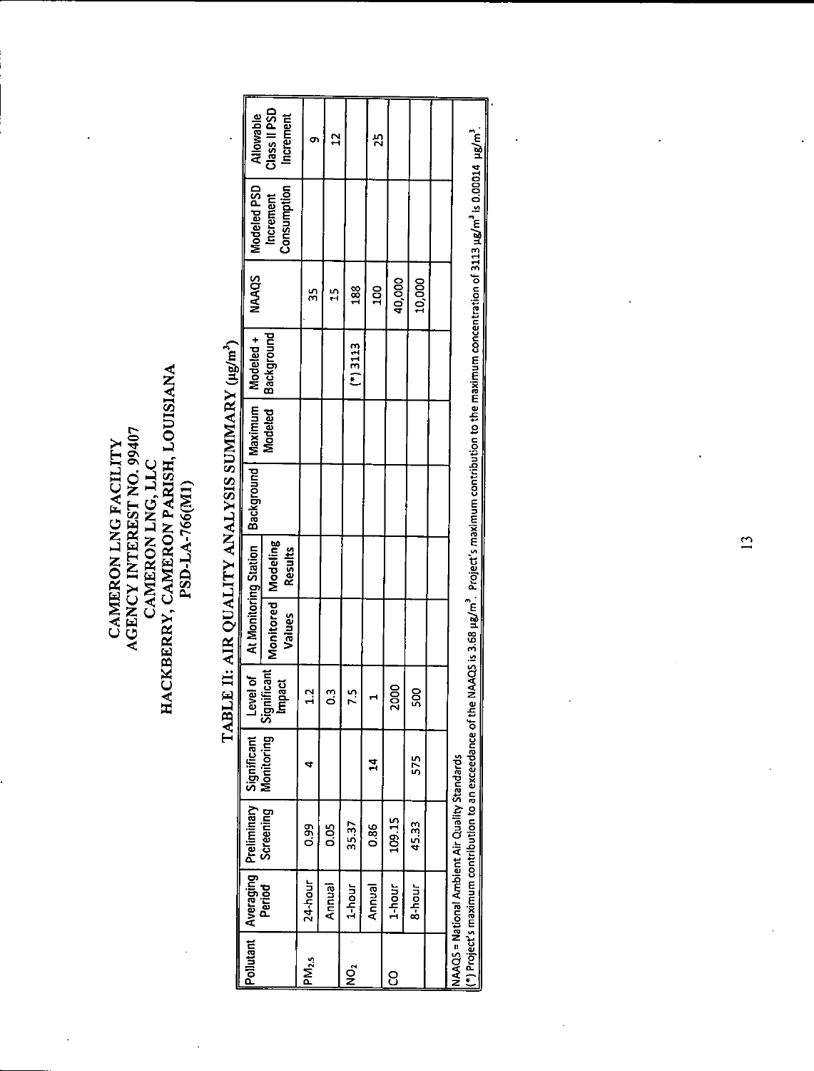# CAMERON LNG FACILITY
## AGENCY INTEREST NO. 99407
## CAMERON LNG, LLC
## HACKBERRY, CAMERON PARISH, LOUISIANA
## PSD-LA-766(M1)

### TABLE II: AIR QUALITY ANALYSIS SUMMARY ($\mu g/m^3$)

| Pollutant | Averaging Period | Preliminary Screening | Significant Monitoring | Level of Significant Impact | At Monitoring Station | | Background | Maximum Modeled | Modeled + Background | NAAQS | Modeled PSD Increment Consumption | Allowable Class II PSD Increment |
|---|---|---|---|---|---|---|---|---|---|---|---|---|
| | | | | | Monitored Values | Modeling Results | | | | | | |
| $PM_{2.5}$ | 24-hour | 0.99 | 4 | 1.2 | | | | | | 35 | | 9 |
| | Annual | 0.05 | | 0.3 | | | | | | 15 | | 12 |
| $NO_2$ | 1-hour | 35.37 | | 7.5 | | | | | (*) 3113 | 188 | | |
| | Annual | 0.86 | 14 | 1 | | | | | | 100 | | 25 |
| CO | 1-hour | 109.15 | | 2000 | | | | | | 40,000 | | |
| | 8-hour | 45.33 | 575 | 500 | | | | | | 10,000 | | |
| | | | | | | | | | | | | |

NAAQS = National Ambient Air Quality Standards

(*) Project's maximum contribution to an exceedance of the NAAQS is 3.68 $\mu g/m^3$. Project's maximum contribution to the maximum concentration of 3113 $\mu g/m^3$ is 0.00014 $\mu g/m^3$.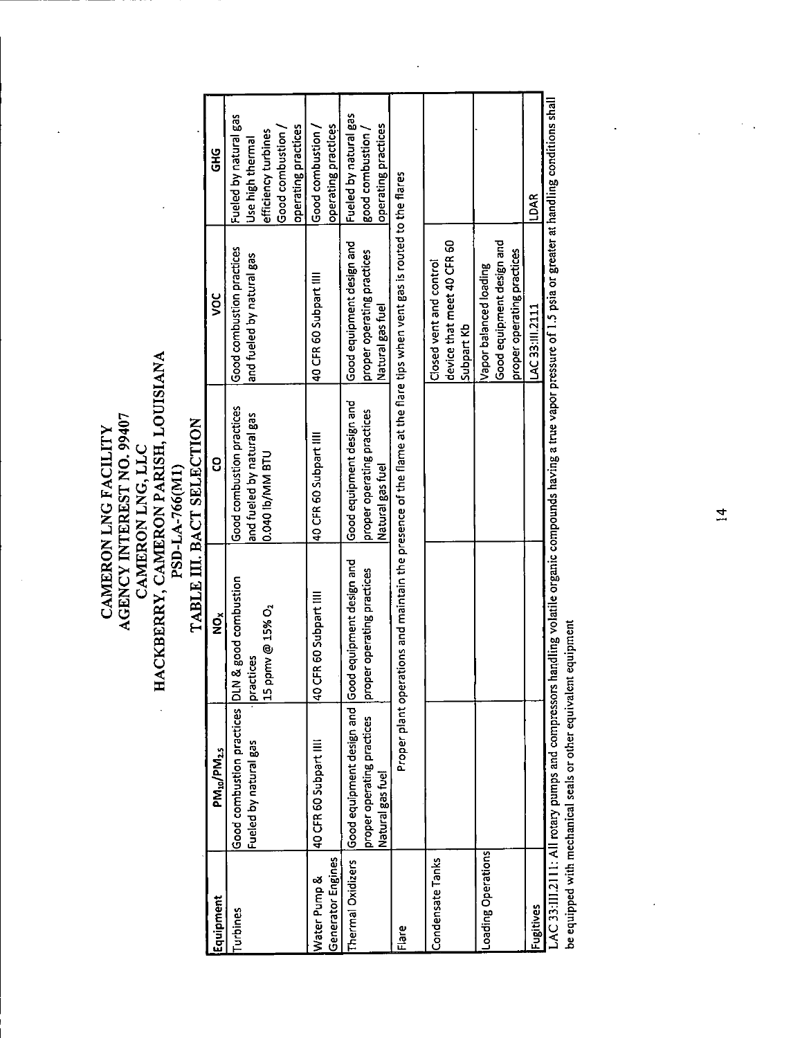# CAMERON LNG FACILITY
# AGENCY INTEREST NO. 99407
# CAMERON LNG, LLC
# HACKBERRY, CAMERON PARISH, LOUISIANA
# PSD-LA-766(M1)

## TABLE III. BACT SELECTION

| Equipment | $PM_{10}/PM_{2.5}$ | $NO_x$ | CO | VOC | GHG |
|---|---|---|---|---|---|
| Turbines | Good combustion practices Fueled by natural gas | DLN & good combustion practices 15 ppmv @ 15% $O_2$ | Good combustion practices and fueled by natural gas 0.040 lb/MM BTU | Good combustion practices and fueled by natural gas | Fueled by natural gas Use high thermal efficiency turbines Good combustion / operating practices |
| Water Pump & Generator Engines | 40 CFR 60 Subpart IIII | 40 CFR 60 Subpart IIII | 40 CFR 60 Subpart IIII | 40 CFR 60 Subpart IIII | Good combustion / operating practices |
| Thermal Oxidizers | Good equipment design and proper operating practices Natural gas fuel | Good equipment design and proper operating practices | Good equipment design and proper operating practices Natural gas fuel | Good equipment design and proper operating practices Natural gas fuel | Fueled by natural gas good combustion / operating practices |
| Flare | Proper plant operations and maintain the presence of the flame at the flare tips when vent gas is routed to the flares | | | | |
| Condensate Tanks | | | | Closed vent and control device that meet 40 CFR 60 Subpart Kb | |
| Loading Operations | | | | Vapor balanced loading Good equipment design and proper operating practices | |
| Fugitives | | | | LAC 33:III.2111 | LDAR |

LAC 33:III.2111: All rotary pumps and compressors handling volatile organic compounds having a true vapor pressure of 1.5 psia or greater at handling conditions shall be equipped with mechanical seals or other equivalent equipment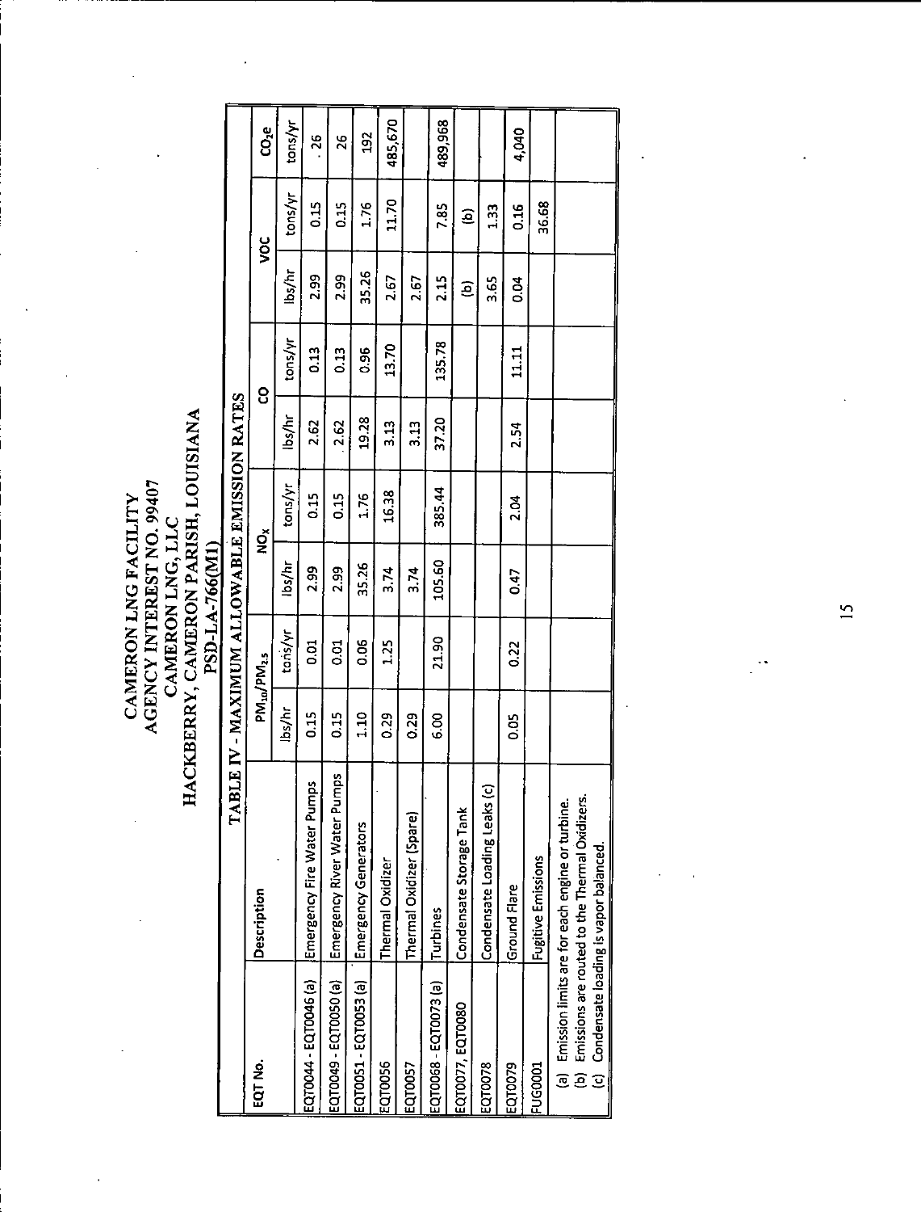# CAMERON LNG FACILITY
# AGENCY INTEREST NO. 99407
# CAMERON LNG, LLC
# HACKBERRY, CAMERON PARISH, LOUISIANA
# PSD-LA-766(M1)

## TABLE IV - MAXIMUM ALLOWABLE EMISSION RATES

| EQT No. | Description | $PM_{10}/PM_{2.5}$ | | $NO_x$ | | CO | | VOC | | $CO_2e$ |
|---|---|---|---|---|---|---|---|---|---|---|
| | | lbs/hr | tons/yr | lbs/hr | tons/yr | lbs/hr | tons/yr | lbs/hr | tons/yr | tons/yr |
| EQT0044 - EQT0046 (a) | Emergency Fire Water Pumps | 0.15 | 0.01 | 2.99 | 0.15 | 2.62 | 0.13 | 2.99 | 0.15 | 26 |
| EQT0049 - EQT0050 (a) | Emergency River Water Pumps | 0.15 | 0.01 | 2.99 | 0.15 | 2.62 | 0.13 | 2.99 | 0.15 | 26 |
| EQT0051 - EQT0053 (a) | Emergency Generators | 1.10 | 0.06 | 35.26 | 1.76 | 19.28 | 0.96 | 35.26 | 1.76 | 192 |
| EQT0056 | Thermal Oxidizer | 0.29 | 1.25 | 3.74 | 16.38 | 3.13 | 13.70 | 2.67 | 11.70 | 485,670 |
| EQT0057 | Thermal Oxidizer (Spare) | 0.29 | | 3.74 | | 3.13 | | 2.67 | | |
| EQT0068 - EQT0073 (a) | Turbines | 6.00 | 21.90 | 105.60 | 385.44 | 37.20 | 135.78 | 2.15 | 7.85 | 489,968 |
| EQT0077, EQT0080 | Condensate Storage Tank | | | | | | | (b) | (b) | |
| EQT0078 | Condensate Loading Leaks (c) | | | | | | | 3.65 | 1.33 | |
| EQT0079 | Ground Flare | 0.05 | 0.22 | 0.47 | 2.04 | 2.54 | 11.11 | 0.04 | 0.16 | 4,040 |
| FUG0001 | Fugitive Emissions | | | | | | | | 36.68 | |

(a) Emission limits are for each engine or turbine.
(b) Emissions are routed to the Thermal Oxidizers.
(c) Condensate loading is vapor balanced.